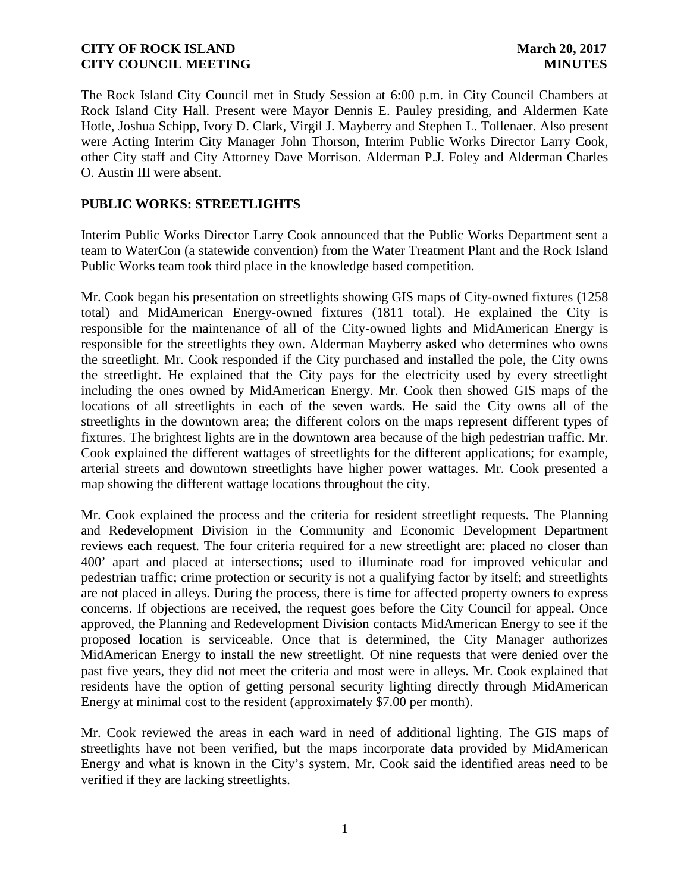**CITY OF ROCK ISLAND** **March 20, 2017**
**CITY COUNCIL MEETING** **MINUTES**

The Rock Island City Council met in Study Session at 6:00 p.m. in City Council Chambers at Rock Island City Hall. Present were Mayor Dennis E. Pauley presiding, and Aldermen Kate Hotle, Joshua Schipp, Ivory D. Clark, Virgil J. Mayberry and Stephen L. Tollenaer. Also present were Acting Interim City Manager John Thorson, Interim Public Works Director Larry Cook, other City staff and City Attorney Dave Morrison. Alderman P.J. Foley and Alderman Charles O. Austin III were absent.

## PUBLIC WORKS: STREETLIGHTS

Interim Public Works Director Larry Cook announced that the Public Works Department sent a team to WaterCon (a statewide convention) from the Water Treatment Plant and the Rock Island Public Works team took third place in the knowledge based competition.

Mr. Cook began his presentation on streetlights showing GIS maps of City-owned fixtures (1258 total) and MidAmerican Energy-owned fixtures (1811 total). He explained the City is responsible for the maintenance of all of the City-owned lights and MidAmerican Energy is responsible for the streetlights they own. Alderman Mayberry asked who determines who owns the streetlight. Mr. Cook responded if the City purchased and installed the pole, the City owns the streetlight. He explained that the City pays for the electricity used by every streetlight including the ones owned by MidAmerican Energy. Mr. Cook then showed GIS maps of the locations of all streetlights in each of the seven wards. He said the City owns all of the streetlights in the downtown area; the different colors on the maps represent different types of fixtures. The brightest lights are in the downtown area because of the high pedestrian traffic. Mr. Cook explained the different wattages of streetlights for the different applications; for example, arterial streets and downtown streetlights have higher power wattages. Mr. Cook presented a map showing the different wattage locations throughout the city.

Mr. Cook explained the process and the criteria for resident streetlight requests. The Planning and Redevelopment Division in the Community and Economic Development Department reviews each request. The four criteria required for a new streetlight are: placed no closer than 400' apart and placed at intersections; used to illuminate road for improved vehicular and pedestrian traffic; crime protection or security is not a qualifying factor by itself; and streetlights are not placed in alleys. During the process, there is time for affected property owners to express concerns. If objections are received, the request goes before the City Council for appeal. Once approved, the Planning and Redevelopment Division contacts MidAmerican Energy to see if the proposed location is serviceable. Once that is determined, the City Manager authorizes MidAmerican Energy to install the new streetlight. Of nine requests that were denied over the past five years, they did not meet the criteria and most were in alleys. Mr. Cook explained that residents have the option of getting personal security lighting directly through MidAmerican Energy at minimal cost to the resident (approximately $7.00 per month).

Mr. Cook reviewed the areas in each ward in need of additional lighting. The GIS maps of streetlights have not been verified, but the maps incorporate data provided by MidAmerican Energy and what is known in the City's system. Mr. Cook said the identified areas need to be verified if they are lacking streetlights.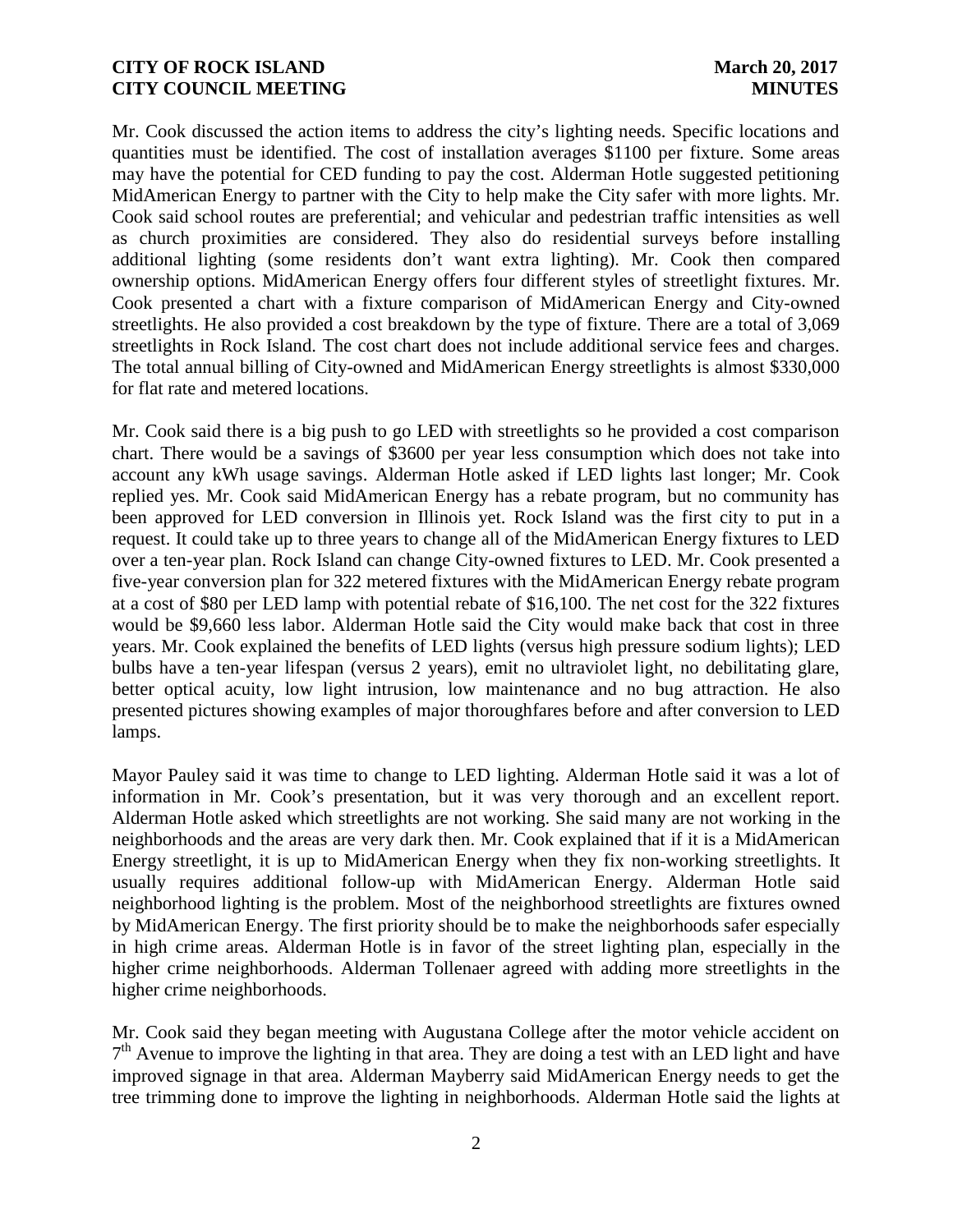Mr. Cook discussed the action items to address the city's lighting needs. Specific locations and quantities must be identified. The cost of installation averages $1100 per fixture. Some areas may have the potential for CED funding to pay the cost. Alderman Hotle suggested petitioning MidAmerican Energy to partner with the City to help make the City safer with more lights. Mr. Cook said school routes are preferential; and vehicular and pedestrian traffic intensities as well as church proximities are considered. They also do residential surveys before installing additional lighting (some residents don't want extra lighting). Mr. Cook then compared ownership options. MidAmerican Energy offers four different styles of streetlight fixtures. Mr. Cook presented a chart with a fixture comparison of MidAmerican Energy and City-owned streetlights. He also provided a cost breakdown by the type of fixture. There are a total of 3,069 streetlights in Rock Island. The cost chart does not include additional service fees and charges. The total annual billing of City-owned and MidAmerican Energy streetlights is almost $330,000 for flat rate and metered locations.

Mr. Cook said there is a big push to go LED with streetlights so he provided a cost comparison chart. There would be a savings of $3600 per year less consumption which does not take into account any kWh usage savings. Alderman Hotle asked if LED lights last longer; Mr. Cook replied yes. Mr. Cook said MidAmerican Energy has a rebate program, but no community has been approved for LED conversion in Illinois yet. Rock Island was the first city to put in a request. It could take up to three years to change all of the MidAmerican Energy fixtures to LED over a ten-year plan. Rock Island can change City-owned fixtures to LED. Mr. Cook presented a five-year conversion plan for 322 metered fixtures with the MidAmerican Energy rebate program at a cost of $80 per LED lamp with potential rebate of $16,100. The net cost for the 322 fixtures would be $9,660 less labor. Alderman Hotle said the City would make back that cost in three years. Mr. Cook explained the benefits of LED lights (versus high pressure sodium lights); LED bulbs have a ten-year lifespan (versus 2 years), emit no ultraviolet light, no debilitating glare, better optical acuity, low light intrusion, low maintenance and no bug attraction. He also presented pictures showing examples of major thoroughfares before and after conversion to LED lamps.

Mayor Pauley said it was time to change to LED lighting. Alderman Hotle said it was a lot of information in Mr. Cook's presentation, but it was very thorough and an excellent report. Alderman Hotle asked which streetlights are not working. She said many are not working in the neighborhoods and the areas are very dark then. Mr. Cook explained that if it is a MidAmerican Energy streetlight, it is up to MidAmerican Energy when they fix non-working streetlights. It usually requires additional follow-up with MidAmerican Energy. Alderman Hotle said neighborhood lighting is the problem. Most of the neighborhood streetlights are fixtures owned by MidAmerican Energy. The first priority should be to make the neighborhoods safer especially in high crime areas. Alderman Hotle is in favor of the street lighting plan, especially in the higher crime neighborhoods. Alderman Tollenaer agreed with adding more streetlights in the higher crime neighborhoods.

Mr. Cook said they began meeting with Augustana College after the motor vehicle accident on 7th Avenue to improve the lighting in that area. They are doing a test with an LED light and have improved signage in that area. Alderman Mayberry said MidAmerican Energy needs to get the tree trimming done to improve the lighting in neighborhoods. Alderman Hotle said the lights at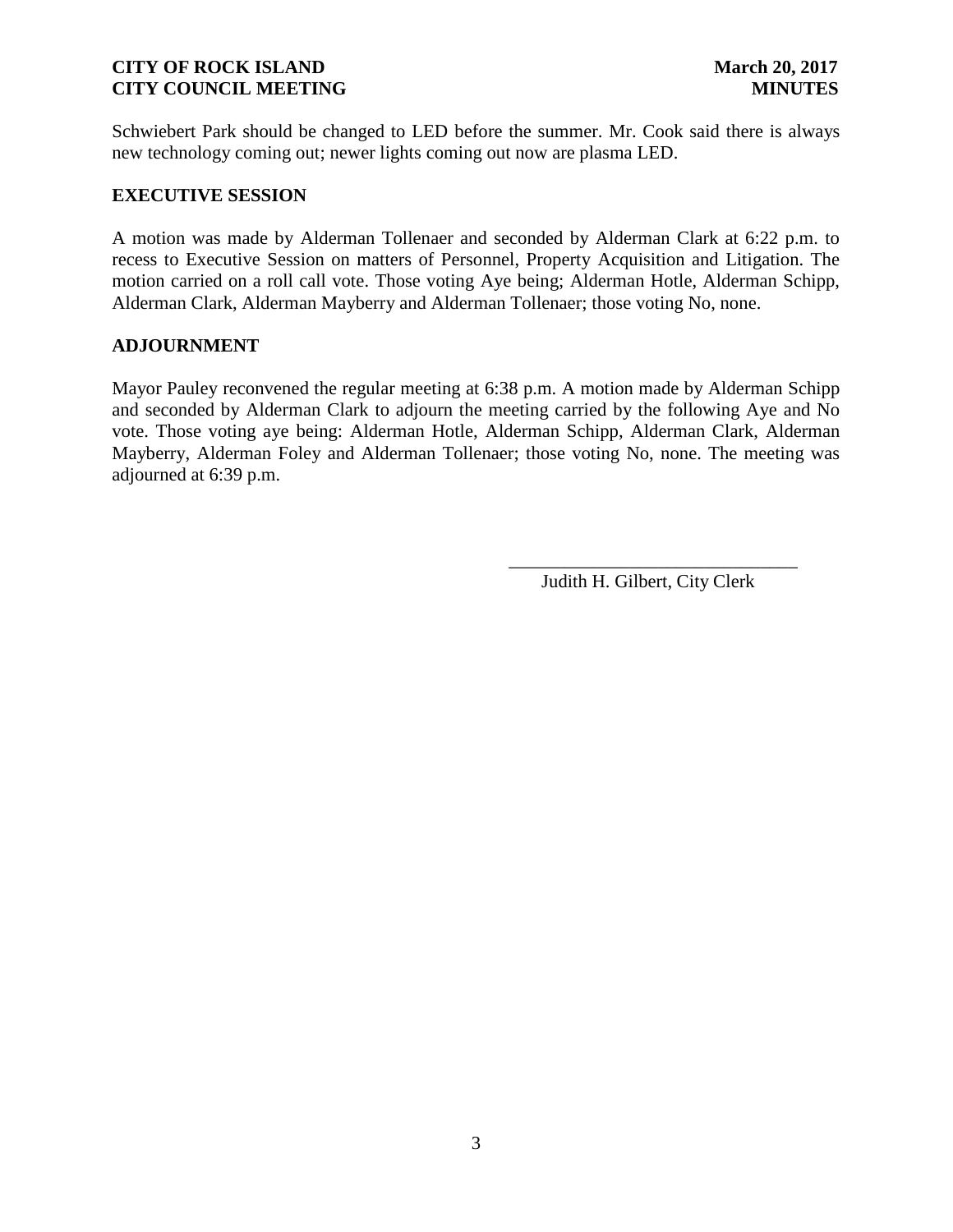Schwiebert Park should be changed to LED before the summer. Mr. Cook said there is always new technology coming out; newer lights coming out now are plasma LED.

## EXECUTIVE SESSION

A motion was made by Alderman Tollenaer and seconded by Alderman Clark at 6:22 p.m. to recess to Executive Session on matters of Personnel, Property Acquisition and Litigation. The motion carried on a roll call vote. Those voting Aye being; Alderman Hotle, Alderman Schipp, Alderman Clark, Alderman Mayberry and Alderman Tollenaer; those voting No, none.

## ADJOURNMENT

Mayor Pauley reconvened the regular meeting at 6:38 p.m. A motion made by Alderman Schipp and seconded by Alderman Clark to adjourn the meeting carried by the following Aye and No vote. Those voting aye being: Alderman Hotle, Alderman Schipp, Alderman Clark, Alderman Mayberry, Alderman Foley and Alderman Tollenaer; those voting No, none. The meeting was adjourned at 6:39 p.m.

\_\_\_\_\_\_\_\_\_\_\_\_\_\_\_\_\_\_\_\_\_\_\_\_\_\_\_\_\_\_\_\_

Judith H. Gilbert, City Clerk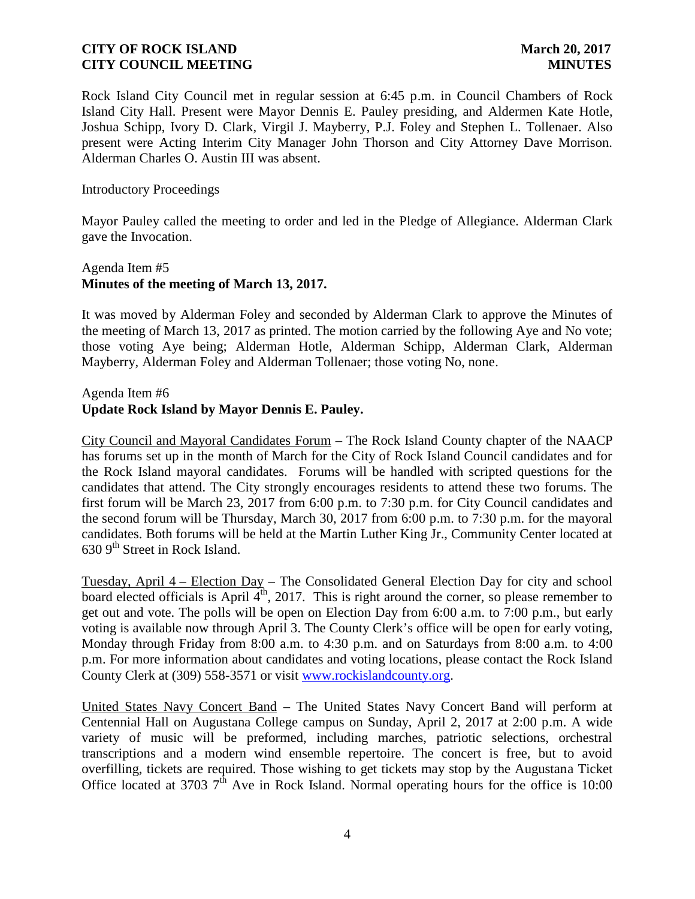Rock Island City Council met in regular session at 6:45 p.m. in Council Chambers of Rock Island City Hall. Present were Mayor Dennis E. Pauley presiding, and Aldermen Kate Hotle, Joshua Schipp, Ivory D. Clark, Virgil J. Mayberry, P.J. Foley and Stephen L. Tollenaer. Also present were Acting Interim City Manager John Thorson and City Attorney Dave Morrison. Alderman Charles O. Austin III was absent.

Introductory Proceedings

Mayor Pauley called the meeting to order and led in the Pledge of Allegiance. Alderman Clark gave the Invocation.

Agenda Item #5
**Minutes of the meeting of March 13, 2017.**

It was moved by Alderman Foley and seconded by Alderman Clark to approve the Minutes of the meeting of March 13, 2017 as printed. The motion carried by the following Aye and No vote; those voting Aye being; Alderman Hotle, Alderman Schipp, Alderman Clark, Alderman Mayberry, Alderman Foley and Alderman Tollenaer; those voting No, none.

Agenda Item #6
**Update Rock Island by Mayor Dennis E. Pauley.**

City Council and Mayoral Candidates Forum – The Rock Island County chapter of the NAACP has forums set up in the month of March for the City of Rock Island Council candidates and for the Rock Island mayoral candidates. Forums will be handled with scripted questions for the candidates that attend. The City strongly encourages residents to attend these two forums. The first forum will be March 23, 2017 from 6:00 p.m. to 7:30 p.m. for City Council candidates and the second forum will be Thursday, March 30, 2017 from 6:00 p.m. to 7:30 p.m. for the mayoral candidates. Both forums will be held at the Martin Luther King Jr., Community Center located at 630 9th Street in Rock Island.

Tuesday, April 4 – Election Day – The Consolidated General Election Day for city and school board elected officials is April 4th, 2017. This is right around the corner, so please remember to get out and vote. The polls will be open on Election Day from 6:00 a.m. to 7:00 p.m., but early voting is available now through April 3. The County Clerk's office will be open for early voting, Monday through Friday from 8:00 a.m. to 4:30 p.m. and on Saturdays from 8:00 a.m. to 4:00 p.m. For more information about candidates and voting locations, please contact the Rock Island County Clerk at (309) 558-3571 or visit www.rockislandcounty.org.

United States Navy Concert Band – The United States Navy Concert Band will perform at Centennial Hall on Augustana College campus on Sunday, April 2, 2017 at 2:00 p.m. A wide variety of music will be preformed, including marches, patriotic selections, orchestral transcriptions and a modern wind ensemble repertoire. The concert is free, but to avoid overfilling, tickets are required. Those wishing to get tickets may stop by the Augustana Ticket Office located at 3703 7th Ave in Rock Island. Normal operating hours for the office is 10:00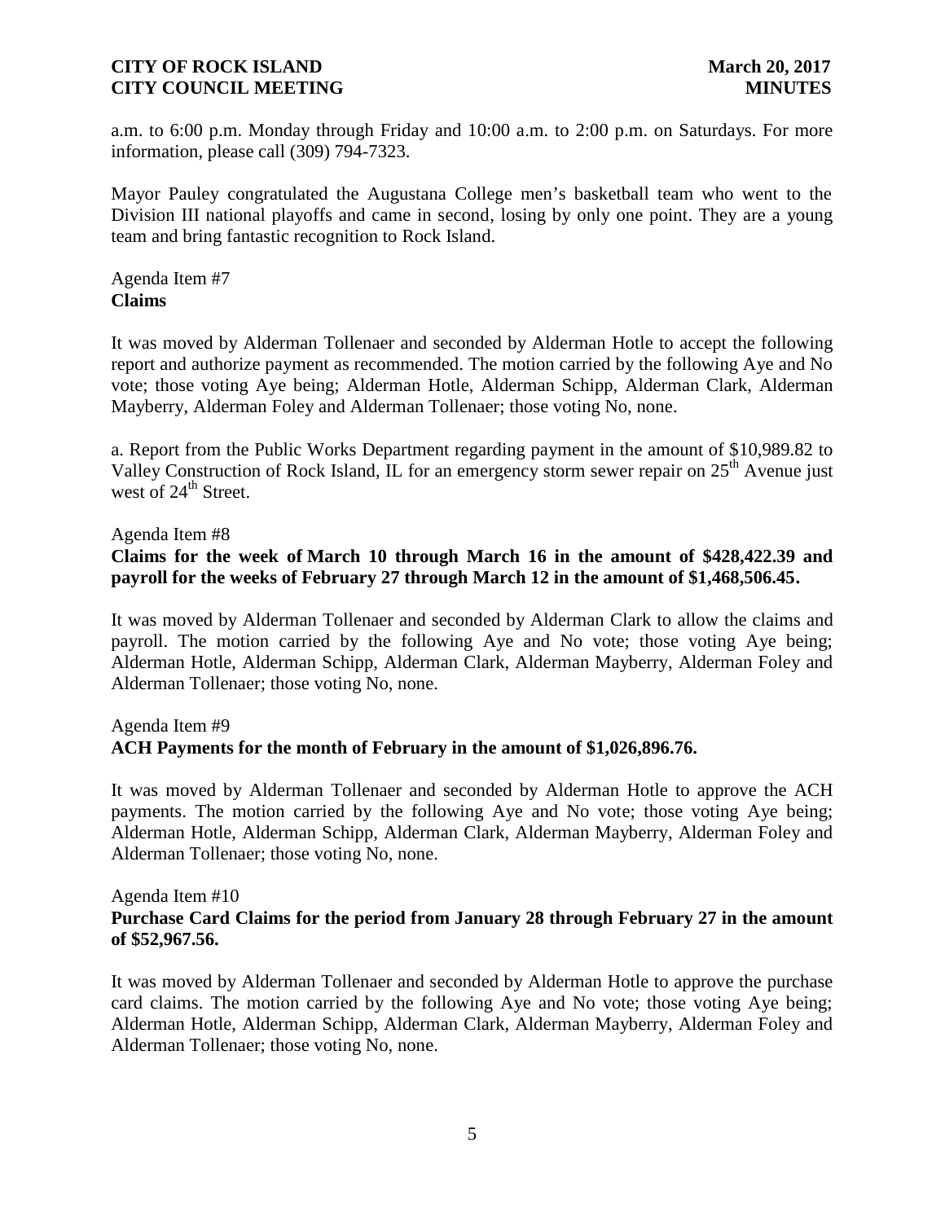a.m. to 6:00 p.m. Monday through Friday and 10:00 a.m. to 2:00 p.m. on Saturdays. For more information, please call (309) 794-7323.

Mayor Pauley congratulated the Augustana College men's basketball team who went to the Division III national playoffs and came in second, losing by only one point. They are a young team and bring fantastic recognition to Rock Island.

Agenda Item #7
**Claims**

It was moved by Alderman Tollenaer and seconded by Alderman Hotle to accept the following report and authorize payment as recommended. The motion carried by the following Aye and No vote; those voting Aye being; Alderman Hotle, Alderman Schipp, Alderman Clark, Alderman Mayberry, Alderman Foley and Alderman Tollenaer; those voting No, none.

a. Report from the Public Works Department regarding payment in the amount of $10,989.82 to Valley Construction of Rock Island, IL for an emergency storm sewer repair on 25th Avenue just west of 24th Street.

Agenda Item #8
**Claims for the week of March 10 through March 16 in the amount of $428,422.39 and payroll for the weeks of February 27 through March 12 in the amount of $1,468,506.45.**

It was moved by Alderman Tollenaer and seconded by Alderman Clark to allow the claims and payroll. The motion carried by the following Aye and No vote; those voting Aye being; Alderman Hotle, Alderman Schipp, Alderman Clark, Alderman Mayberry, Alderman Foley and Alderman Tollenaer; those voting No, none.

Agenda Item #9
**ACH Payments for the month of February in the amount of $1,026,896.76.**

It was moved by Alderman Tollenaer and seconded by Alderman Hotle to approve the ACH payments. The motion carried by the following Aye and No vote; those voting Aye being; Alderman Hotle, Alderman Schipp, Alderman Clark, Alderman Mayberry, Alderman Foley and Alderman Tollenaer; those voting No, none.

Agenda Item #10
**Purchase Card Claims for the period from January 28 through February 27 in the amount of $52,967.56.**

It was moved by Alderman Tollenaer and seconded by Alderman Hotle to approve the purchase card claims. The motion carried by the following Aye and No vote; those voting Aye being; Alderman Hotle, Alderman Schipp, Alderman Clark, Alderman Mayberry, Alderman Foley and Alderman Tollenaer; those voting No, none.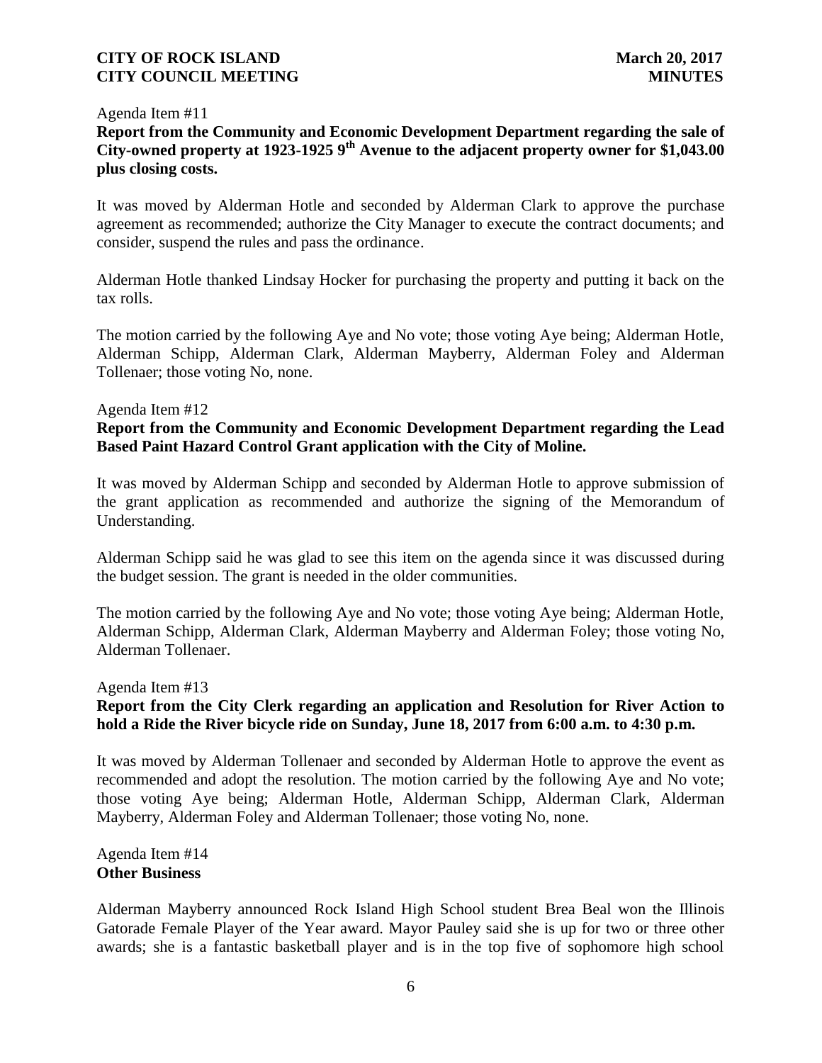Agenda Item #11

**Report from the Community and Economic Development Department regarding the sale of City-owned property at 1923-1925 9th Avenue to the adjacent property owner for $1,043.00 plus closing costs.**

It was moved by Alderman Hotle and seconded by Alderman Clark to approve the purchase agreement as recommended; authorize the City Manager to execute the contract documents; and consider, suspend the rules and pass the ordinance.

Alderman Hotle thanked Lindsay Hocker for purchasing the property and putting it back on the tax rolls.

The motion carried by the following Aye and No vote; those voting Aye being; Alderman Hotle, Alderman Schipp, Alderman Clark, Alderman Mayberry, Alderman Foley and Alderman Tollenaer; those voting No, none.

Agenda Item #12

**Report from the Community and Economic Development Department regarding the Lead Based Paint Hazard Control Grant application with the City of Moline.**

It was moved by Alderman Schipp and seconded by Alderman Hotle to approve submission of the grant application as recommended and authorize the signing of the Memorandum of Understanding.

Alderman Schipp said he was glad to see this item on the agenda since it was discussed during the budget session. The grant is needed in the older communities.

The motion carried by the following Aye and No vote; those voting Aye being; Alderman Hotle, Alderman Schipp, Alderman Clark, Alderman Mayberry and Alderman Foley; those voting No, Alderman Tollenaer.

Agenda Item #13

**Report from the City Clerk regarding an application and Resolution for River Action to hold a Ride the River bicycle ride on Sunday, June 18, 2017 from 6:00 a.m. to 4:30 p.m.**

It was moved by Alderman Tollenaer and seconded by Alderman Hotle to approve the event as recommended and adopt the resolution. The motion carried by the following Aye and No vote; those voting Aye being; Alderman Hotle, Alderman Schipp, Alderman Clark, Alderman Mayberry, Alderman Foley and Alderman Tollenaer; those voting No, none.

Agenda Item #14

**Other Business**

Alderman Mayberry announced Rock Island High School student Brea Beal won the Illinois Gatorade Female Player of the Year award. Mayor Pauley said she is up for two or three other awards; she is a fantastic basketball player and is in the top five of sophomore high school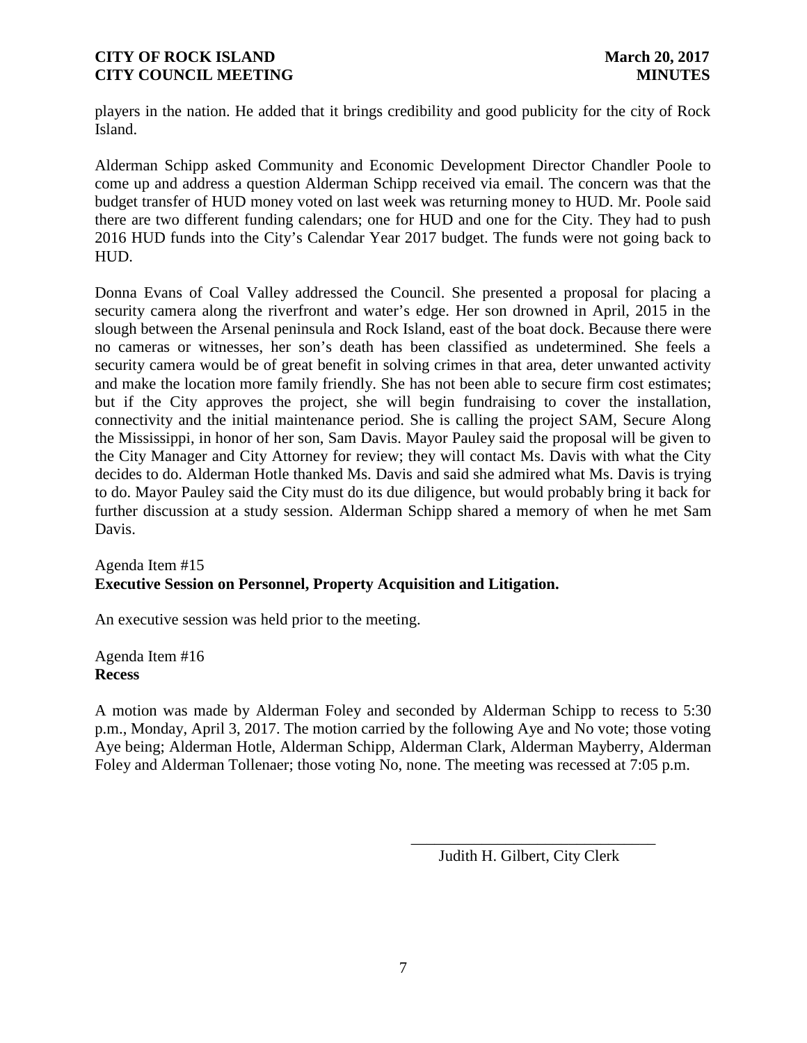players in the nation. He added that it brings credibility and good publicity for the city of Rock Island.

Alderman Schipp asked Community and Economic Development Director Chandler Poole to come up and address a question Alderman Schipp received via email. The concern was that the budget transfer of HUD money voted on last week was returning money to HUD. Mr. Poole said there are two different funding calendars; one for HUD and one for the City. They had to push 2016 HUD funds into the City's Calendar Year 2017 budget. The funds were not going back to HUD.

Donna Evans of Coal Valley addressed the Council. She presented a proposal for placing a security camera along the riverfront and water's edge. Her son drowned in April, 2015 in the slough between the Arsenal peninsula and Rock Island, east of the boat dock. Because there were no cameras or witnesses, her son's death has been classified as undetermined. She feels a security camera would be of great benefit in solving crimes in that area, deter unwanted activity and make the location more family friendly. She has not been able to secure firm cost estimates; but if the City approves the project, she will begin fundraising to cover the installation, connectivity and the initial maintenance period. She is calling the project SAM, Secure Along the Mississippi, in honor of her son, Sam Davis. Mayor Pauley said the proposal will be given to the City Manager and City Attorney for review; they will contact Ms. Davis with what the City decides to do. Alderman Hotle thanked Ms. Davis and said she admired what Ms. Davis is trying to do. Mayor Pauley said the City must do its due diligence, but would probably bring it back for further discussion at a study session. Alderman Schipp shared a memory of when he met Sam Davis.

Agenda Item #15
**Executive Session on Personnel, Property Acquisition and Litigation.**

An executive session was held prior to the meeting.

Agenda Item #16
**Recess**

A motion was made by Alderman Foley and seconded by Alderman Schipp to recess to 5:30 p.m., Monday, April 3, 2017. The motion carried by the following Aye and No vote; those voting Aye being; Alderman Hotle, Alderman Schipp, Alderman Clark, Alderman Mayberry, Alderman Foley and Alderman Tollenaer; those voting No, none. The meeting was recessed at 7:05 p.m.

\_\_\_\_\_\_\_\_\_\_\_\_\_\_\_\_\_\_\_\_\_\_\_\_\_\_\_\_\_\_\_\_

Judith H. Gilbert, City Clerk